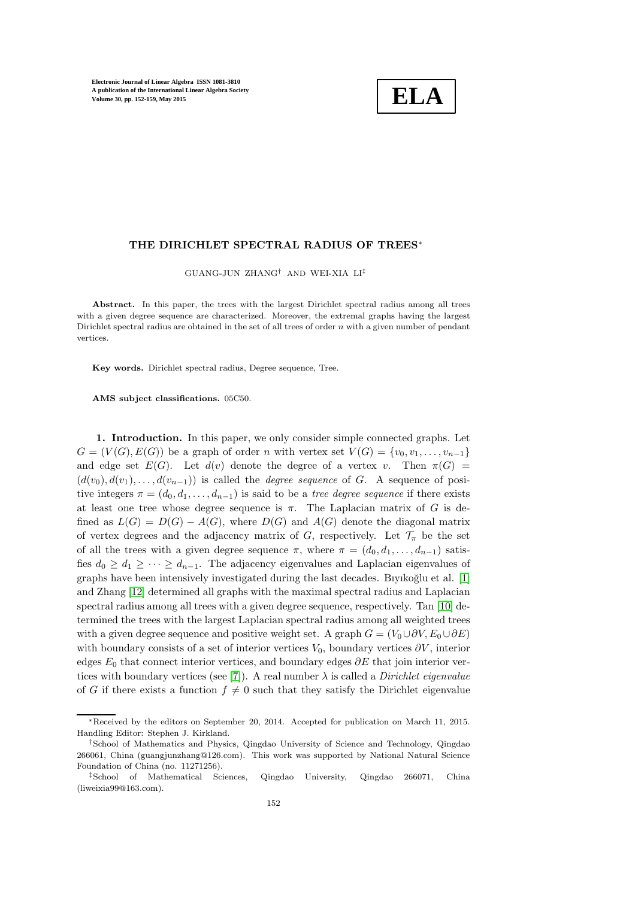# THE DIRICHLET SPECTRAL RADIUS OF TREES*

GUANG-JUN ZHANG† AND WEI-XIA LI‡

**Abstract.** In this paper, the trees with the largest Dirichlet spectral radius among all trees with a given degree sequence are characterized. Moreover, the extremal graphs having the largest Dirichlet spectral radius are obtained in the set of all trees of order $n$ with a given number of pendant vertices.

**Key words.** Dirichlet spectral radius, Degree sequence, Tree.

**AMS subject classifications.** 05C50.

**1. Introduction.** In this paper, we only consider simple connected graphs. Let $G = (V(G), E(G))$ be a graph of order $n$ with vertex set $V(G) = \{v_0, v_1, \ldots, v_{n-1}\}$ and edge set $E(G)$. Let $d(v)$ denote the degree of a vertex $v$. Then $\pi(G) = (d(v_0), d(v_1), \ldots, d(v_{n-1}))$ is called the *degree sequence* of $G$. A sequence of positive integers $\pi = (d_0, d_1, \ldots, d_{n-1})$ is said to be a *tree degree sequence* if there exists at least one tree whose degree sequence is $\pi$. The Laplacian matrix of $G$ is defined as $L(G) = D(G) - A(G)$, where $D(G)$ and $A(G)$ denote the diagonal matrix of vertex degrees and the adjacency matrix of $G$, respectively. Let $\mathcal{T}_\pi$ be the set of all the trees with a given degree sequence $\pi$, where $\pi = (d_0, d_1, \ldots, d_{n-1})$ satisfies $d_0 \geq d_1 \geq \cdots \geq d_{n-1}$. The adjacency eigenvalues and Laplacian eigenvalues of graphs have been intensively investigated during the last decades. Bıyıkoğlu et al. [1] and Zhang [12] determined all graphs with the maximal spectral radius and Laplacian spectral radius among all trees with a given degree sequence, respectively. Tan [10] determined the trees with the largest Laplacian spectral radius among all weighted trees with a given degree sequence and positive weight set. A graph $G = (V_0 \cup \partial V, E_0 \cup \partial E)$ with boundary consists of a set of interior vertices $V_0$, boundary vertices $\partial V$, interior edges $E_0$ that connect interior vertices, and boundary edges $\partial E$ that join interior vertices with boundary vertices (see [7]). A real number $\lambda$ is called a *Dirichlet eigenvalue* of $G$ if there exists a function $f \neq 0$ such that they satisfy the Dirichlet eigenvalue

---

*Received by the editors on September 20, 2014. Accepted for publication on March 11, 2015. Handling Editor: Stephen J. Kirkland.

†School of Mathematics and Physics, Qingdao University of Science and Technology, Qingdao 266061, China (guangjunzhang@126.com). This work was supported by National Natural Science Foundation of China (no. 11271256).

‡School of Mathematical Sciences, Qingdao University, Qingdao 266071, China (liweixia99@163.com).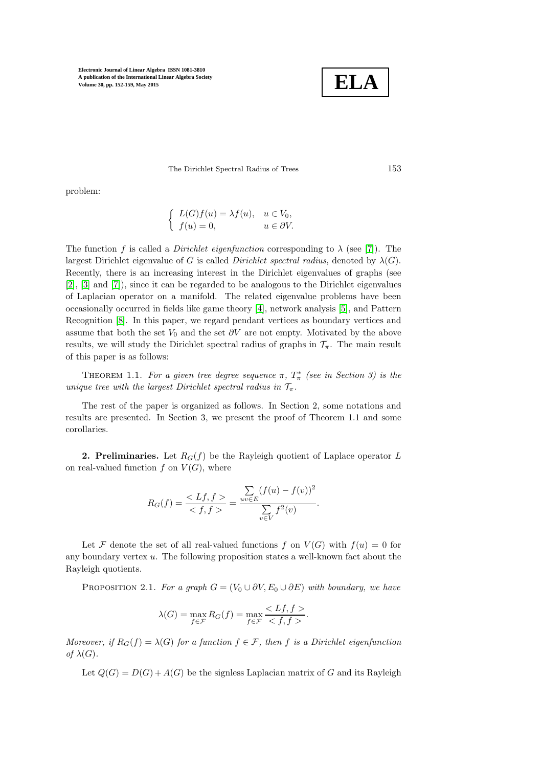problem:

$$\begin{cases} L(G)f(u) = \lambda f(u), & u \in V_0, \\ f(u) = 0, & u \in \partial V. \end{cases}$$

The function $f$ is called a *Dirichlet eigenfunction* corresponding to $\lambda$ (see [7]). The largest Dirichlet eigenvalue of $G$ is called *Dirichlet spectral radius*, denoted by $\lambda(G)$. Recently, there is an increasing interest in the Dirichlet eigenvalues of graphs (see [2], [3] and [7]), since it can be regarded to be analogous to the Dirichlet eigenvalues of Laplacian operator on a manifold. The related eigenvalue problems have been occasionally occurred in fields like game theory [4], network analysis [5], and Pattern Recognition [8]. In this paper, we regard pendant vertices as boundary vertices and assume that both the set $V_0$ and the set $\partial V$ are not empty. Motivated by the above results, we will study the Dirichlet spectral radius of graphs in $\mathcal{T}_\pi$. The main result of this paper is as follows:

THEOREM 1.1. *For a given tree degree sequence $\pi$, $T^*_\pi$ (see in Section 3) is the unique tree with the largest Dirichlet spectral radius in $\mathcal{T}_\pi$.*

The rest of the paper is organized as follows. In Section 2, some notations and results are presented. In Section 3, we present the proof of Theorem 1.1 and some corollaries.

**2. Preliminaries.** Let $R_G(f)$ be the Rayleigh quotient of Laplace operator $L$ on real-valued function $f$ on $V(G)$, where

$$R_G(f) = \frac{< Lf, f >}{< f, f >} = \frac{\sum\limits_{uv \in E} (f(u) - f(v))^2}{\sum\limits_{v \in V} f^2(v)}.$$

Let $\mathcal{F}$ denote the set of all real-valued functions $f$ on $V(G)$ with $f(u) = 0$ for any boundary vertex $u$. The following proposition states a well-known fact about the Rayleigh quotients.

PROPOSITION 2.1. *For a graph $G = (V_0 \cup \partial V, E_0 \cup \partial E)$ with boundary, we have*

$$\lambda(G) = \max_{f \in \mathcal{F}} R_G(f) = \max_{f \in \mathcal{F}} \frac{< Lf, f >}{< f, f >}.$$

*Moreover, if $R_G(f) = \lambda(G)$ for a function $f \in \mathcal{F}$, then $f$ is a Dirichlet eigenfunction of $\lambda(G)$.*

Let $Q(G) = D(G) + A(G)$ be the signless Laplacian matrix of $G$ and its Rayleigh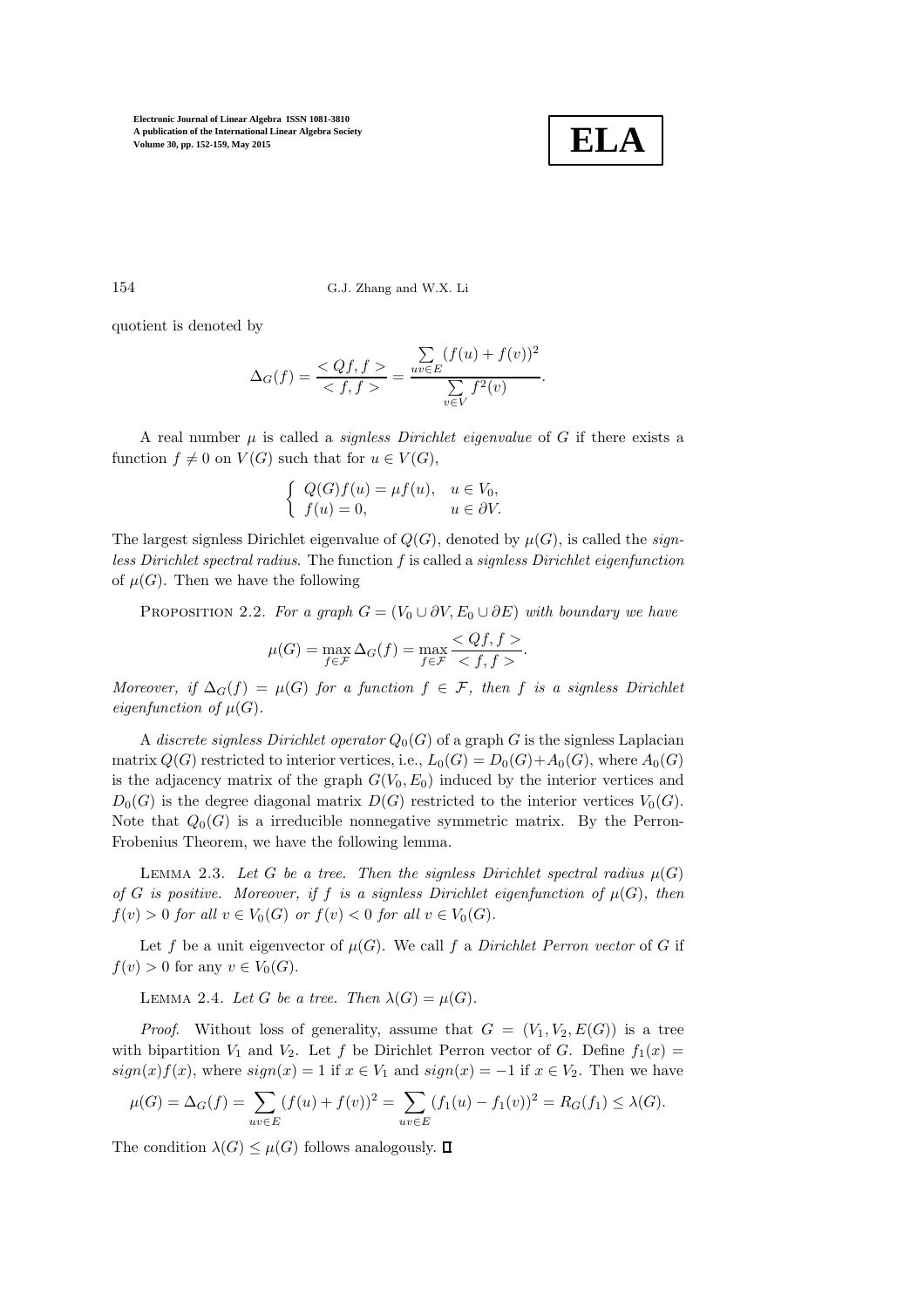quotient is denoted by

$$\Delta_G(f) = \frac{<Qf, f>}{<f, f>} = \frac{\sum\limits_{uv \in E} (f(u) + f(v))^2}{\sum\limits_{v \in V} f^2(v)}.$$

A real number $\mu$ is called a *signless Dirichlet eigenvalue* of $G$ if there exists a function $f \neq 0$ on $V(G)$ such that for $u \in V(G)$,

$$\begin{cases} Q(G)f(u) = \mu f(u), & u \in V_0, \\ f(u) = 0, & u \in \partial V. \end{cases}$$

The largest signless Dirichlet eigenvalue of $Q(G)$, denoted by $\mu(G)$, is called the *signless Dirichlet spectral radius*. The function $f$ is called a *signless Dirichlet eigenfunction* of $\mu(G)$. Then we have the following

PROPOSITION 2.2. *For a graph $G = (V_0 \cup \partial V, E_0 \cup \partial E)$ with boundary we have*

$$\mu(G) = \max_{f \in \mathcal{F}} \Delta_G(f) = \max_{f \in \mathcal{F}} \frac{<Qf, f>}{<f, f>}.$$

*Moreover, if $\Delta_G(f) = \mu(G)$ for a function $f \in \mathcal{F}$, then $f$ is a signless Dirichlet eigenfunction of $\mu(G)$.*

A *discrete signless Dirichlet operator* $Q_0(G)$ of a graph $G$ is the signless Laplacian matrix $Q(G)$ restricted to interior vertices, i.e., $L_0(G) = D_0(G) + A_0(G)$, where $A_0(G)$ is the adjacency matrix of the graph $G(V_0, E_0)$ induced by the interior vertices and $D_0(G)$ is the degree diagonal matrix $D(G)$ restricted to the interior vertices $V_0(G)$. Note that $Q_0(G)$ is a irreducible nonnegative symmetric matrix. By the Perron-Frobenius Theorem, we have the following lemma.

LEMMA 2.3. *Let $G$ be a tree. Then the signless Dirichlet spectral radius $\mu(G)$ of $G$ is positive. Moreover, if $f$ is a signless Dirichlet eigenfunction of $\mu(G)$, then $f(v) > 0$ for all $v \in V_0(G)$ or $f(v) < 0$ for all $v \in V_0(G)$.*

Let $f$ be a unit eigenvector of $\mu(G)$. We call $f$ a *Dirichlet Perron vector* of $G$ if $f(v) > 0$ for any $v \in V_0(G)$.

LEMMA 2.4. *Let $G$ be a tree. Then $\lambda(G) = \mu(G)$.*

*Proof.* Without loss of generality, assume that $G = (V_1, V_2, E(G))$ is a tree with bipartition $V_1$ and $V_2$. Let $f$ be Dirichlet Perron vector of $G$. Define $f_1(x) = sign(x)f(x)$, where $sign(x) = 1$ if $x \in V_1$ and $sign(x) = -1$ if $x \in V_2$. Then we have

$$\mu(G) = \Delta_G(f) = \sum_{uv \in E} (f(u) + f(v))^2 = \sum_{uv \in E} (f_1(u) - f_1(v))^2 = R_G(f_1) \leq \lambda(G).$$

The condition $\lambda(G) \leq \mu(G)$ follows analogously. ◻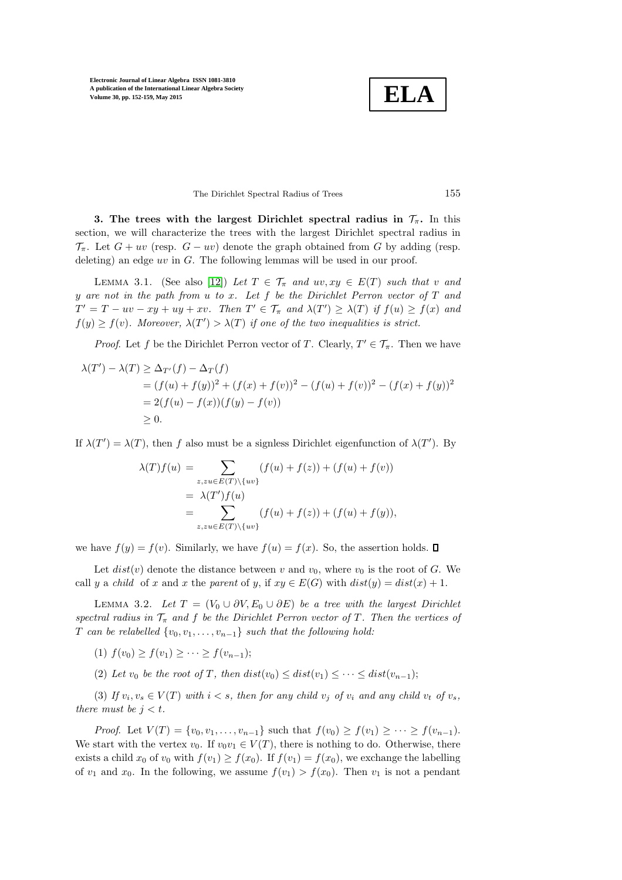**3. The trees with the largest Dirichlet spectral radius in $\mathcal{T}_\pi$.** In this section, we will characterize the trees with the largest Dirichlet spectral radius in $\mathcal{T}_\pi$. Let $G + uv$ (resp. $G - uv$) denote the graph obtained from $G$ by adding (resp. deleting) an edge $uv$ in $G$. The following lemmas will be used in our proof.

LEMMA 3.1. (See also [12]) *Let $T \in \mathcal{T}_\pi$ and $uv, xy \in E(T)$ such that $v$ and $y$ are not in the path from $u$ to $x$. Let $f$ be the Dirichlet Perron vector of $T$ and $T' = T - uv - xy + uy + xv$. Then $T' \in \mathcal{T}_\pi$ and $\lambda(T') \geq \lambda(T)$ if $f(u) \geq f(x)$ and $f(y) \geq f(v)$. Moreover, $\lambda(T') > \lambda(T)$ if one of the two inequalities is strict.*

*Proof.* Let $f$ be the Dirichlet Perron vector of $T$. Clearly, $T' \in \mathcal{T}_\pi$. Then we have

$$\begin{aligned}
\lambda(T') - \lambda(T) &\geq \Delta_{T'}(f) - \Delta_T(f) \\
&= (f(u) + f(y))^2 + (f(x) + f(v))^2 - (f(u) + f(v))^2 - (f(x) + f(y))^2 \\
&= 2(f(u) - f(x))(f(y) - f(v)) \\
&\geq 0.
\end{aligned}$$

If $\lambda(T') = \lambda(T)$, then $f$ also must be a signless Dirichlet eigenfunction of $\lambda(T')$. By

$$\begin{aligned}
\lambda(T)f(u) &= \sum_{z, zu \in E(T) \setminus \{uv\}} (f(u) + f(z)) + (f(u) + f(v)) \\
&= \lambda(T')f(u) \\
&= \sum_{z, zu \in E(T) \setminus \{uv\}} (f(u) + f(z)) + (f(u) + f(y)),
\end{aligned}$$

we have $f(y) = f(v)$. Similarly, we have $f(u) = f(x)$. So, the assertion holds. $\square$

Let $dist(v)$ denote the distance between $v$ and $v_0$, where $v_0$ is the root of $G$. We call $y$ a *child* of $x$ and $x$ the *parent* of $y$, if $xy \in E(G)$ with $dist(y) = dist(x) + 1$.

LEMMA 3.2. *Let $T = (V_0 \cup \partial V, E_0 \cup \partial E)$ be a tree with the largest Dirichlet spectral radius in $\mathcal{T}_\pi$ and $f$ be the Dirichlet Perron vector of $T$. Then the vertices of $T$ can be relabelled $\{v_0, v_1, \ldots, v_{n-1}\}$ such that the following hold:*

(1) $f(v_0) \geq f(v_1) \geq \cdots \geq f(v_{n-1})$;

(2) *Let $v_0$ be the root of $T$, then $dist(v_0) \leq dist(v_1) \leq \cdots \leq dist(v_{n-1})$;*

(3) *If $v_i, v_s \in V(T)$ with $i < s$, then for any child $v_j$ of $v_i$ and any child $v_t$ of $v_s$, there must be $j < t$.*

*Proof.* Let $V(T) = \{v_0, v_1, \ldots, v_{n-1}\}$ such that $f(v_0) \geq f(v_1) \geq \cdots \geq f(v_{n-1})$. We start with the vertex $v_0$. If $v_0v_1 \in V(T)$, there is nothing to do. Otherwise, there exists a child $x_0$ of $v_0$ with $f(v_1) \geq f(x_0)$. If $f(v_1) = f(x_0)$, we exchange the labelling of $v_1$ and $x_0$. In the following, we assume $f(v_1) > f(x_0)$. Then $v_1$ is not a pendant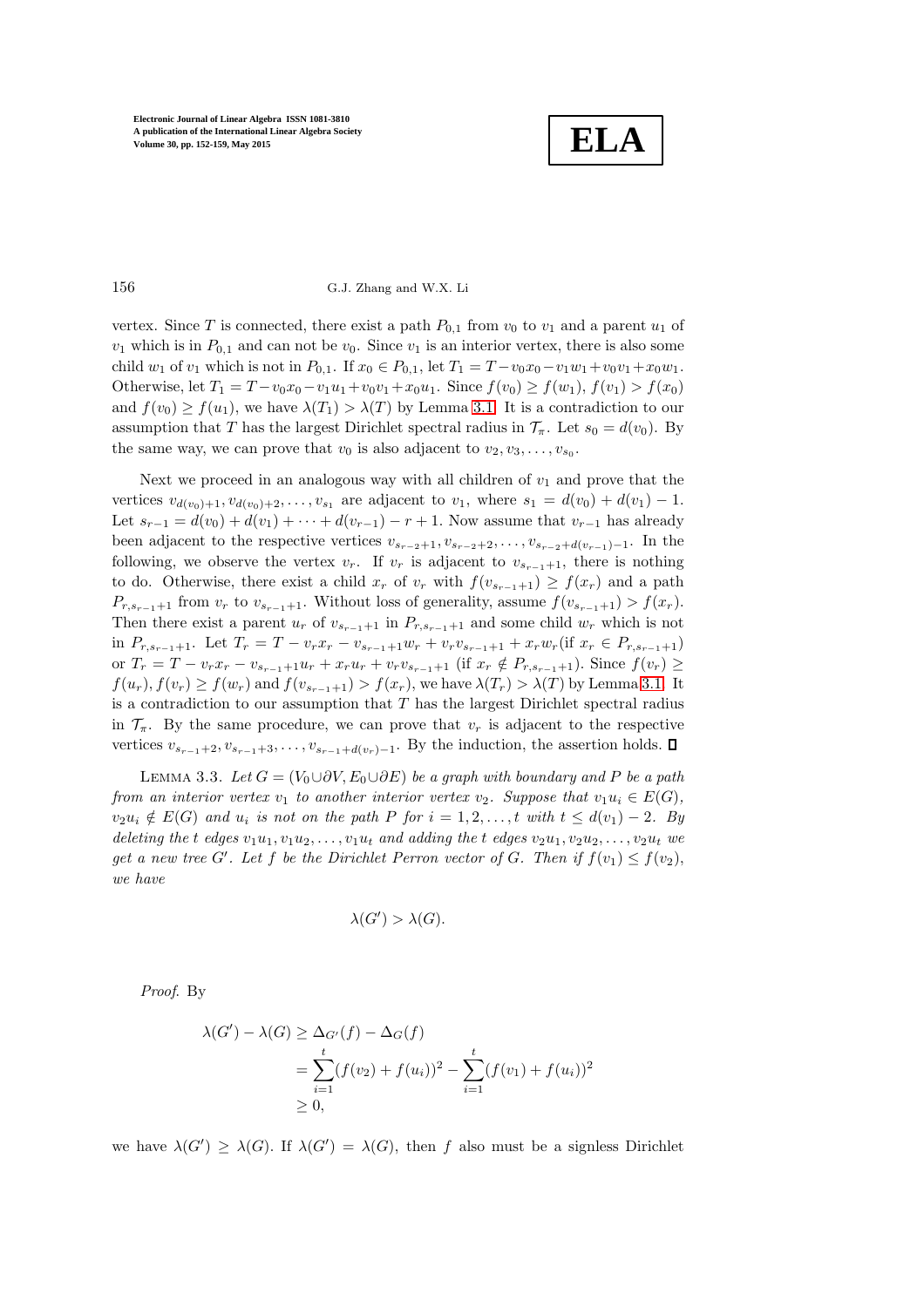vertex. Since $T$ is connected, there exist a path $P_{0,1}$ from $v_0$ to $v_1$ and a parent $u_1$ of $v_1$ which is in $P_{0,1}$ and can not be $v_0$. Since $v_1$ is an interior vertex, there is also some child $w_1$ of $v_1$ which is not in $P_{0,1}$. If $x_0 \in P_{0,1}$, let $T_1 = T - v_0x_0 - v_1w_1 + v_0v_1 + x_0w_1$. Otherwise, let $T_1 = T - v_0x_0 - v_1u_1 + v_0v_1 + x_0u_1$. Since $f(v_0) \geq f(w_1)$, $f(v_1) > f(x_0)$ and $f(v_0) \geq f(u_1)$, we have $\lambda(T_1) > \lambda(T)$ by Lemma 3.1. It is a contradiction to our assumption that $T$ has the largest Dirichlet spectral radius in $\mathcal{T}_\pi$. Let $s_0 = d(v_0)$. By the same way, we can prove that $v_0$ is also adjacent to $v_2, v_3, \ldots, v_{s_0}$.

Next we proceed in an analogous way with all children of $v_1$ and prove that the vertices $v_{d(v_0)+1}, v_{d(v_0)+2}, \ldots, v_{s_1}$ are adjacent to $v_1$, where $s_1 = d(v_0) + d(v_1) - 1$. Let $s_{r-1} = d(v_0) + d(v_1) + \cdots + d(v_{r-1}) - r + 1$. Now assume that $v_{r-1}$ has already been adjacent to the respective vertices $v_{s_{r-2}+1}, v_{s_{r-2}+2}, \ldots, v_{s_{r-2}+d(v_{r-1})-1}$. In the following, we observe the vertex $v_r$. If $v_r$ is adjacent to $v_{s_{r-1}+1}$, there is nothing to do. Otherwise, there exist a child $x_r$ of $v_r$ with $f(v_{s_{r-1}+1}) \geq f(x_r)$ and a path $P_{r,s_{r-1}+1}$ from $v_r$ to $v_{s_{r-1}+1}$. Without loss of generality, assume $f(v_{s_{r-1}+1}) > f(x_r)$. Then there exist a parent $u_r$ of $v_{s_{r-1}+1}$ in $P_{r,s_{r-1}+1}$ and some child $w_r$ which is not in $P_{r,s_{r-1}+1}$. Let $T_r = T - v_rx_r - v_{s_{r-1}+1}w_r + v_rv_{s_{r-1}+1} + x_rw_r$(if $x_r \in P_{r,s_{r-1}+1}$) or $T_r = T - v_rx_r - v_{s_{r-1}+1}u_r + x_ru_r + v_rv_{s_{r-1}+1}$ (if $x_r \notin P_{r,s_{r-1}+1}$). Since $f(v_r) \geq f(u_r), f(v_r) \geq f(w_r)$ and $f(v_{s_{r-1}+1}) > f(x_r)$, we have $\lambda(T_r) > \lambda(T)$ by Lemma 3.1. It is a contradiction to our assumption that $T$ has the largest Dirichlet spectral radius in $\mathcal{T}_\pi$. By the same procedure, we can prove that $v_r$ is adjacent to the respective vertices $v_{s_{r-1}+2}, v_{s_{r-1}+3}, \ldots, v_{s_{r-1}+d(v_r)-1}$. By the induction, the assertion holds. ∎

Lemma 3.3. *Let $G = (V_0 \cup \partial V, E_0 \cup \partial E)$ be a graph with boundary and $P$ be a path from an interior vertex $v_1$ to another interior vertex $v_2$. Suppose that $v_1u_i \in E(G)$, $v_2u_i \notin E(G)$ and $u_i$ is not on the path $P$ for $i = 1, 2, \ldots, t$ with $t \leq d(v_1) - 2$. By deleting the $t$ edges $v_1u_1, v_1u_2, \ldots, v_1u_t$ and adding the $t$ edges $v_2u_1, v_2u_2, \ldots, v_2u_t$ we get a new tree $G'$. Let $f$ be the Dirichlet Perron vector of $G$. Then if $f(v_1) \leq f(v_2)$, we have*

$$\lambda(G') > \lambda(G).$$

*Proof.* By

$$\begin{aligned}
\lambda(G') - \lambda(G) &\geq \Delta_{G'}(f) - \Delta_G(f) \\
&= \sum_{i=1}^{t}(f(v_2) + f(u_i))^2 - \sum_{i=1}^{t}(f(v_1) + f(u_i))^2 \\
&\geq 0,
\end{aligned}$$

we have $\lambda(G') \geq \lambda(G)$. If $\lambda(G') = \lambda(G)$, then $f$ also must be a signless Dirichlet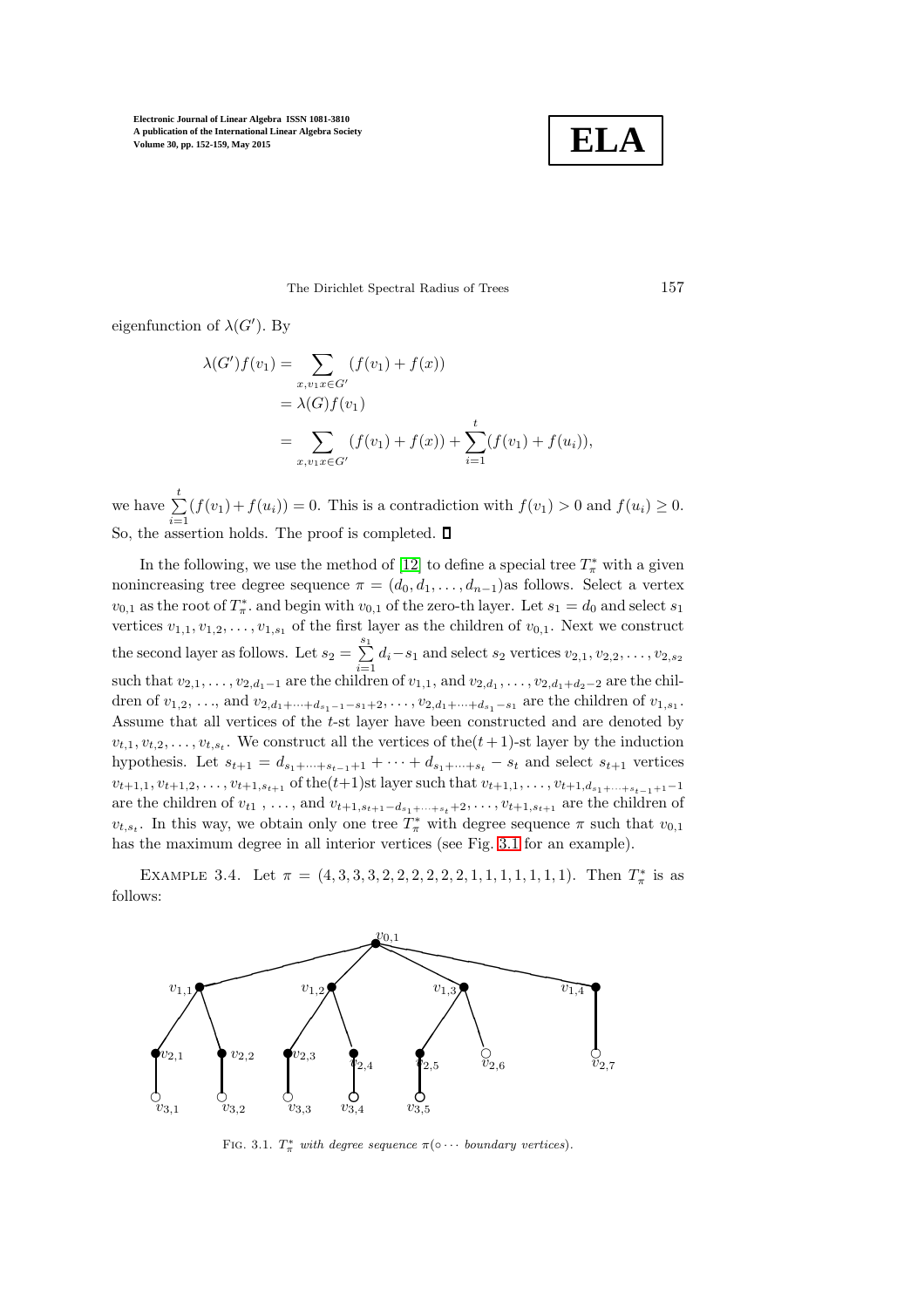eigenfunction of $\lambda(G')$. By

$$\begin{aligned}\lambda(G')f(v_1) &= \sum_{x,v_1x\in G'}(f(v_1)+f(x)) \\ &= \lambda(G)f(v_1) \\ &= \sum_{x,v_1x\in G'}(f(v_1)+f(x)) + \sum_{i=1}^{t}(f(v_1)+f(u_i)),\end{aligned}$$

we have $\sum_{i=1}^{t}(f(v_1)+f(u_i))=0$. This is a contradiction with $f(v_1)>0$ and $f(u_i)\geq 0$. So, the assertion holds. The proof is completed. ∎

In the following, we use the method of [12] to define a special tree $T_\pi^*$ with a given nonincreasing tree degree sequence $\pi=(d_0,d_1,\ldots,d_{n-1})$as follows. Select a vertex $v_{0,1}$ as the root of $T_\pi^*$. and begin with $v_{0,1}$ of the zero-th layer. Let $s_1=d_0$ and select $s_1$ vertices $v_{1,1},v_{1,2},\ldots,v_{1,s_1}$ of the first layer as the children of $v_{0,1}$. Next we construct the second layer as follows. Let $s_2=\sum_{i=1}^{s_1}d_i-s_1$ and select $s_2$ vertices $v_{2,1},v_{2,2},\ldots,v_{2,s_2}$ such that $v_{2,1},\ldots,v_{2,d_1-1}$ are the children of $v_{1,1}$, and $v_{2,d_1},\ldots,v_{2,d_1+d_2-2}$ are the children of $v_{1,2}$, …, and $v_{2,d_1+\cdots+d_{s_1-1}-s_1+2},\ldots,v_{2,d_1+\cdots+d_{s_1}-s_1}$ are the children of $v_{1,s_1}$. Assume that all vertices of the $t$-st layer have been constructed and are denoted by $v_{t,1},v_{t,2},\ldots,v_{t,s_t}$. We construct all the vertices of the$(t+1)$-st layer by the induction hypothesis. Let $s_{t+1}=d_{s_1+\cdots+s_{t-1}+1}+\cdots+d_{s_1+\cdots+s_t}-s_t$ and select $s_{t+1}$ vertices $v_{t+1,1},v_{t+1,2},\ldots,v_{t+1,s_{t+1}}$ of the$(t+1)$st layer such that $v_{t+1,1},\ldots,v_{t+1,d_{s_1+\cdots+s_{t-1}+1}-1}$ are the children of $v_{t1}$ , …, and $v_{t+1,s_{t+1}-d_{s_1+\cdots+s_t}+2},\ldots,v_{t+1,s_{t+1}}$ are the children of $v_{t,s_t}$. In this way, we obtain only one tree $T_\pi^*$ with degree sequence $\pi$ such that $v_{0,1}$ has the maximum degree in all interior vertices (see Fig. 3.1 for an example).

Example 3.4. Let $\pi=(4,3,3,3,2,2,2,2,2,2,1,1,1,1,1,1,1)$. Then $T_\pi^*$ is as follows:

Fig. 3.1. $T_\pi^*$ *with degree sequence* $\pi$($\circ\cdots$ *boundary vertices*).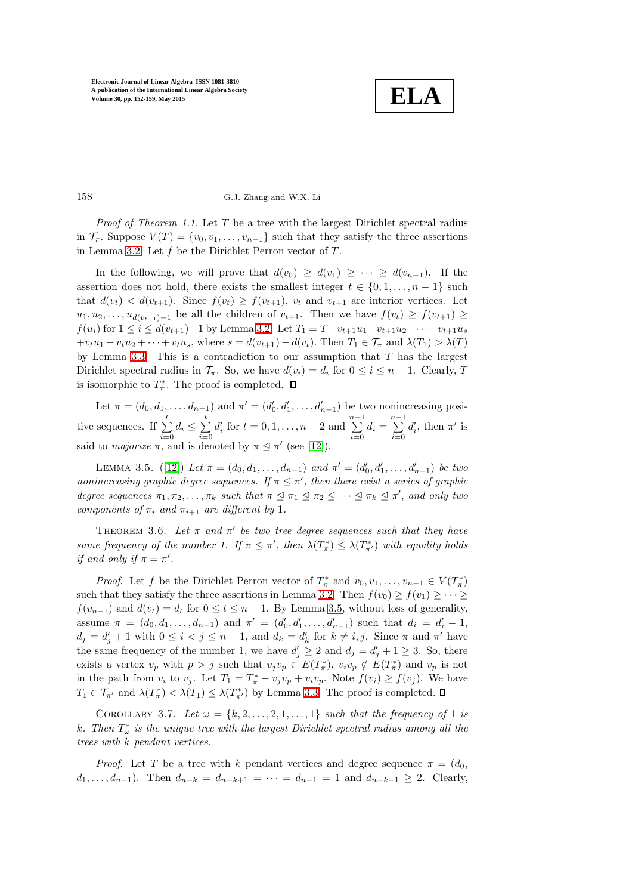*Proof of Theorem 1.1.* Let $T$ be a tree with the largest Dirichlet spectral radius in $\mathcal{T}_\pi$. Suppose $V(T) = \{v_0, v_1, \ldots, v_{n-1}\}$ such that they satisfy the three assertions in Lemma 3.2. Let $f$ be the Dirichlet Perron vector of $T$.

In the following, we will prove that $d(v_0) \geq d(v_1) \geq \cdots \geq d(v_{n-1})$. If the assertion does not hold, there exists the smallest integer $t \in \{0, 1, \ldots, n-1\}$ such that $d(v_t) < d(v_{t+1})$. Since $f(v_t) \geq f(v_{t+1})$, $v_t$ and $v_{t+1}$ are interior vertices. Let $u_1, u_2, \ldots, u_{d(v_{t+1})-1}$ be all the children of $v_{t+1}$. Then we have $f(v_t) \geq f(v_{t+1}) \geq f(u_i)$ for $1 \leq i \leq d(v_{t+1})-1$ by Lemma 3.2. Let $T_1 = T - v_{t+1}u_1 - v_{t+1}u_2 - \cdots - v_{t+1}u_s + v_t u_1 + v_t u_2 + \cdots + v_t u_s$, where $s = d(v_{t+1}) - d(v_t)$. Then $T_1 \in \mathcal{T}_\pi$ and $\lambda(T_1) > \lambda(T)$ by Lemma 3.3. This is a contradiction to our assumption that $T$ has the largest Dirichlet spectral radius in $\mathcal{T}_\pi$. So, we have $d(v_i) = d_i$ for $0 \leq i \leq n-1$. Clearly, $T$ is isomorphic to $T^*_\pi$. The proof is completed. ∎

Let $\pi = (d_0, d_1, \ldots, d_{n-1})$ and $\pi' = (d'_0, d'_1, \ldots, d'_{n-1})$ be two nonincreasing positive sequences. If $\sum_{i=0}^{t} d_i \leq \sum_{i=0}^{t} d'_i$ for $t = 0, 1, \ldots, n-2$ and $\sum_{i=0}^{n-1} d_i = \sum_{i=0}^{n-1} d'_i$, then $\pi'$ is said to *majorize* $\pi$, and is denoted by $\pi \trianglelefteq \pi'$ (see [12]).

Lemma 3.5. ([12]) *Let $\pi = (d_0, d_1, \ldots, d_{n-1})$ and $\pi' = (d'_0, d'_1, \ldots, d'_{n-1})$ be two nonincreasing graphic degree sequences. If $\pi \trianglelefteq \pi'$, then there exist a series of graphic degree sequences $\pi_1, \pi_2, \ldots, \pi_k$ such that $\pi \trianglelefteq \pi_1 \trianglelefteq \pi_2 \trianglelefteq \cdots \trianglelefteq \pi_k \trianglelefteq \pi'$, and only two components of $\pi_i$ and $\pi_{i+1}$ are different by 1.*

Theorem 3.6. *Let $\pi$ and $\pi'$ be two tree degree sequences such that they have same frequency of the number 1. If $\pi \trianglelefteq \pi'$, then $\lambda(T^*_\pi) \leq \lambda(T^*_{\pi'})$ with equality holds if and only if $\pi = \pi'$.*

*Proof.* Let $f$ be the Dirichlet Perron vector of $T^*_\pi$ and $v_0, v_1, \ldots, v_{n-1} \in V(T^*_\pi)$ such that they satisfy the three assertions in Lemma 3.2. Then $f(v_0) \geq f(v_1) \geq \cdots \geq f(v_{n-1})$ and $d(v_t) = d_t$ for $0 \leq t \leq n-1$. By Lemma 3.5, without loss of generality, assume $\pi = (d_0, d_1, \ldots, d_{n-1})$ and $\pi' = (d'_0, d'_1, \ldots, d'_{n-1})$ such that $d_i = d'_i - 1$, $d_j = d'_j + 1$ with $0 \leq i < j \leq n-1$, and $d_k = d'_k$ for $k \neq i, j$. Since $\pi$ and $\pi'$ have the same frequency of the number 1, we have $d'_j \geq 2$ and $d_j = d'_j + 1 \geq 3$. So, there exists a vertex $v_p$ with $p > j$ such that $v_j v_p \in E(T^*_\pi)$, $v_i v_p \notin E(T^*_\pi)$ and $v_p$ is not in the path from $v_i$ to $v_j$. Let $T_1 = T^*_\pi - v_j v_p + v_i v_p$. Note $f(v_i) \geq f(v_j)$. We have $T_1 \in \mathcal{T}_{\pi'}$ and $\lambda(T^*_\pi) < \lambda(T_1) \leq \lambda(T^*_{\pi'})$ by Lemma 3.3. The proof is completed. ∎

Corollary 3.7. *Let $\omega = \{k, 2, \ldots, 2, 1, \ldots, 1\}$ such that the frequency of 1 is $k$. Then $T^*_\omega$ is the unique tree with the largest Dirichlet spectral radius among all the trees with $k$ pendant vertices.*

*Proof.* Let $T$ be a tree with $k$ pendant vertices and degree sequence $\pi = (d_0, d_1, \ldots, d_{n-1})$. Then $d_{n-k} = d_{n-k+1} = \cdots = d_{n-1} = 1$ and $d_{n-k-1} \geq 2$. Clearly,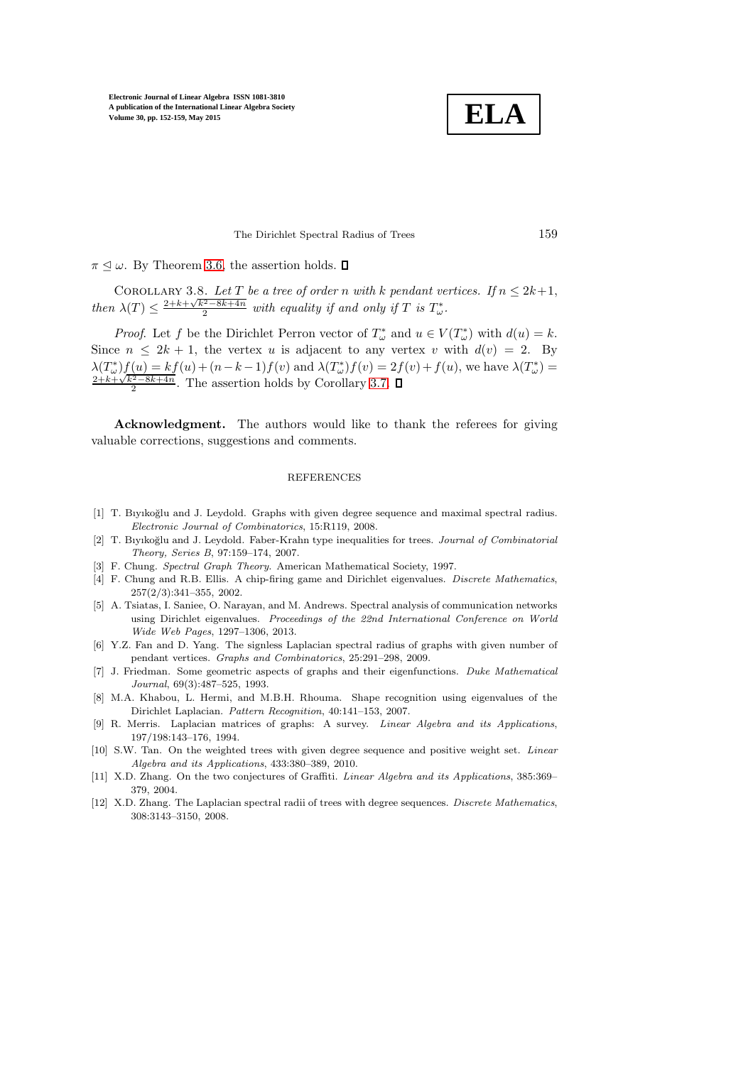$\pi \trianglelefteq \omega$. By Theorem 3.6, the assertion holds. $\square$

Corollary 3.8. *Let $T$ be a tree of order $n$ with $k$ pendant vertices. If $n \leq 2k+1$, then $\lambda(T) \leq \frac{2+k+\sqrt{k^2-8k+4n}}{2}$ with equality if and only if $T$ is $T^*_\omega$.*

*Proof.* Let $f$ be the Dirichlet Perron vector of $T^*_\omega$ and $u \in V(T^*_\omega)$ with $d(u) = k$. Since $n \leq 2k+1$, the vertex $u$ is adjacent to any vertex $v$ with $d(v) = 2$. By $\lambda(T^*_\omega)f(u) = kf(u) + (n-k-1)f(v)$ and $\lambda(T^*_\omega)f(v) = 2f(v) + f(u)$, we have $\lambda(T^*_\omega) = \frac{2+k+\sqrt{k^2-8k+4n}}{2}$. The assertion holds by Corollary 3.7. $\square$

**Acknowledgment.** The authors would like to thank the referees for giving valuable corrections, suggestions and comments.

## REFERENCES

[1] T. Bıyıkoğlu and J. Leydold. Graphs with given degree sequence and maximal spectral radius. *Electronic Journal of Combinatorics*, 15:R119, 2008.

[2] T. Bıyıkoğlu and J. Leydold. Faber-Krahn type inequalities for trees. *Journal of Combinatorial Theory, Series B*, 97:159–174, 2007.

[3] F. Chung. *Spectral Graph Theory*. American Mathematical Society, 1997.

[4] F. Chung and R.B. Ellis. A chip-firing game and Dirichlet eigenvalues. *Discrete Mathematics*, 257(2/3):341–355, 2002.

[5] A. Tsiatas, I. Saniee, O. Narayan, and M. Andrews. Spectral analysis of communication networks using Dirichlet eigenvalues. *Proceedings of the 22nd International Conference on World Wide Web Pages*, 1297–1306, 2013.

[6] Y.Z. Fan and D. Yang. The signless Laplacian spectral radius of graphs with given number of pendant vertices. *Graphs and Combinatorics*, 25:291–298, 2009.

[7] J. Friedman. Some geometric aspects of graphs and their eigenfunctions. *Duke Mathematical Journal*, 69(3):487–525, 1993.

[8] M.A. Khabou, L. Hermi, and M.B.H. Rhouma. Shape recognition using eigenvalues of the Dirichlet Laplacian. *Pattern Recognition*, 40:141–153, 2007.

[9] R. Merris. Laplacian matrices of graphs: A survey. *Linear Algebra and its Applications*, 197/198:143–176, 1994.

[10] S.W. Tan. On the weighted trees with given degree sequence and positive weight set. *Linear Algebra and its Applications*, 433:380–389, 2010.

[11] X.D. Zhang. On the two conjectures of Graffiti. *Linear Algebra and its Applications*, 385:369–379, 2004.

[12] X.D. Zhang. The Laplacian spectral radii of trees with degree sequences. *Discrete Mathematics*, 308:3143–3150, 2008.